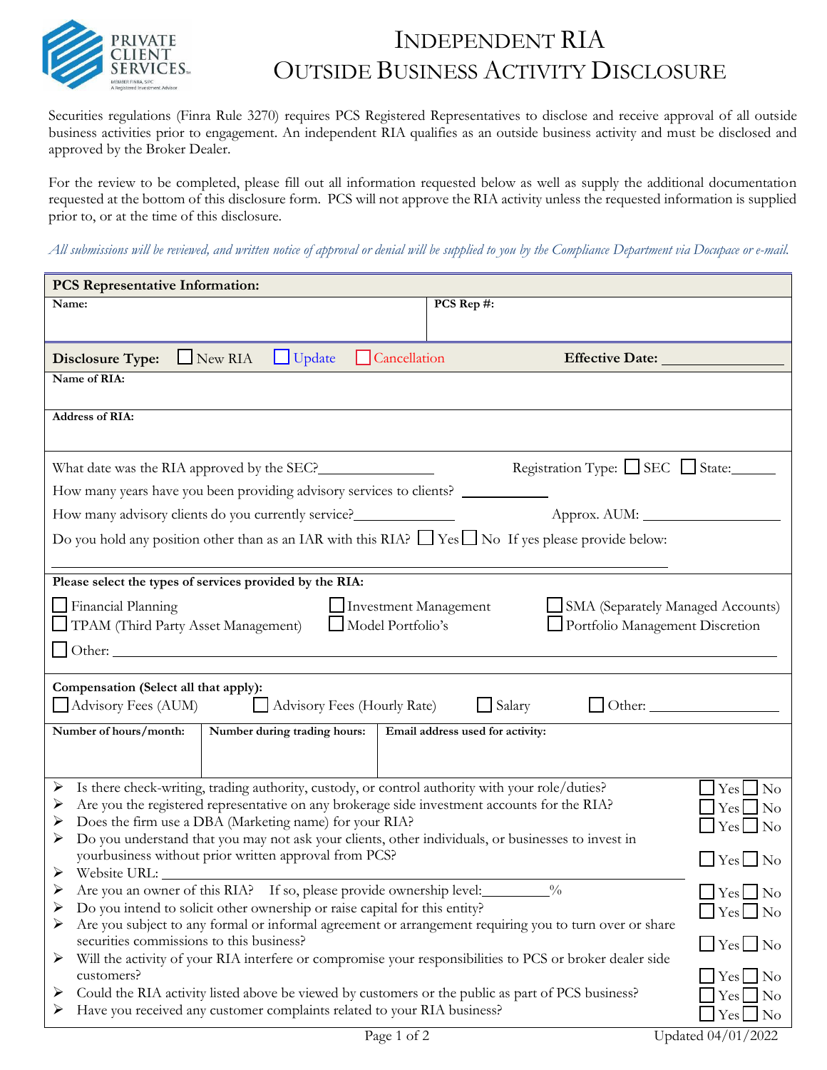PRIVATE CLIENT SERVICES

MEMBER FINRA, SIPC
A Registered Investment Advisor

# Independent RIA
# Outside Business Activity Disclosure

Securities regulations (Finra Rule 3270) requires PCS Registered Representatives to disclose and receive approval of all outside business activities prior to engagement. An independent RIA qualifies as an outside business activity and must be disclosed and approved by the Broker Dealer.

For the review to be completed, please fill out all information requested below as well as supply the additional documentation requested at the bottom of this disclosure form. PCS will not approve the RIA activity unless the requested information is supplied prior to, or at the time of this disclosure.

*All submissions will be reviewed, and written notice of approval or denial will be supplied to you by the Compliance Department via Docupace or e-mail.*

**PCS Representative Information:**

| **Name:** | **PCS Rep #:** |
|---|---|
| | |

**Disclosure Type:** ☐ New RIA ☐ Update ☐ Cancellation **Effective Date:** ______________

**Name of RIA:**

**Address of RIA:**

What date was the RIA approved by the SEC?______________ Registration Type: ☐ SEC ☐ State:_____

How many years have you been providing advisory services to clients? __________

How many advisory clients do you currently service?____________ Approx. AUM: ________________

Do you hold any position other than as an IAR with this RIA? ☐ Yes ☐ No If yes please provide below:

_______________________________________________________________

**Please select the types of services provided by the RIA:**

☐ Financial Planning ☐ Investment Management ☐ SMA (Separately Managed Accounts)
☐ TPAM (Third Party Asset Management) ☐ Model Portfolio's ☐ Portfolio Management Discretion
☐ Other: _______________________________________________

**Compensation (Select all that apply):**
☐ Advisory Fees (AUM) ☐ Advisory Fees (Hourly Rate) ☐ Salary ☐ Other: ______________

| **Number of hours/month:** | **Number during trading hours:** | **Email address used for activity:** |
|---|---|---|
| | | |

- Is there check-writing, trading authority, custody, or control authority with your role/duties? ☐ Yes ☐ No
- Are you the registered representative on any brokerage side investment accounts for the RIA? ☐ Yes ☐ No
- Does the firm use a DBA (Marketing name) for your RIA? ☐ Yes ☐ No
- Do you understand that you may not ask your clients, other individuals, or businesses to invest in yourbusiness without prior written approval from PCS? ☐ Yes ☐ No
- Website URL: _______________________________________________
- Are you an owner of this RIA? If so, please provide ownership level:________% ☐ Yes ☐ No
- Do you intend to solicit other ownership or raise capital for this entity? ☐ Yes ☐ No
- Are you subject to any formal or informal agreement or arrangement requiring you to turn over or share securities commissions to this business? ☐ Yes ☐ No
- Will the activity of your RIA interfere or compromise your responsibilities to PCS or broker dealer side customers? ☐ Yes ☐ No
- Could the RIA activity listed above be viewed by customers or the public as part of PCS business? ☐ Yes ☐ No
- Have you received any customer complaints related to your RIA business? ☐ Yes ☐ No

Updated 04/01/2022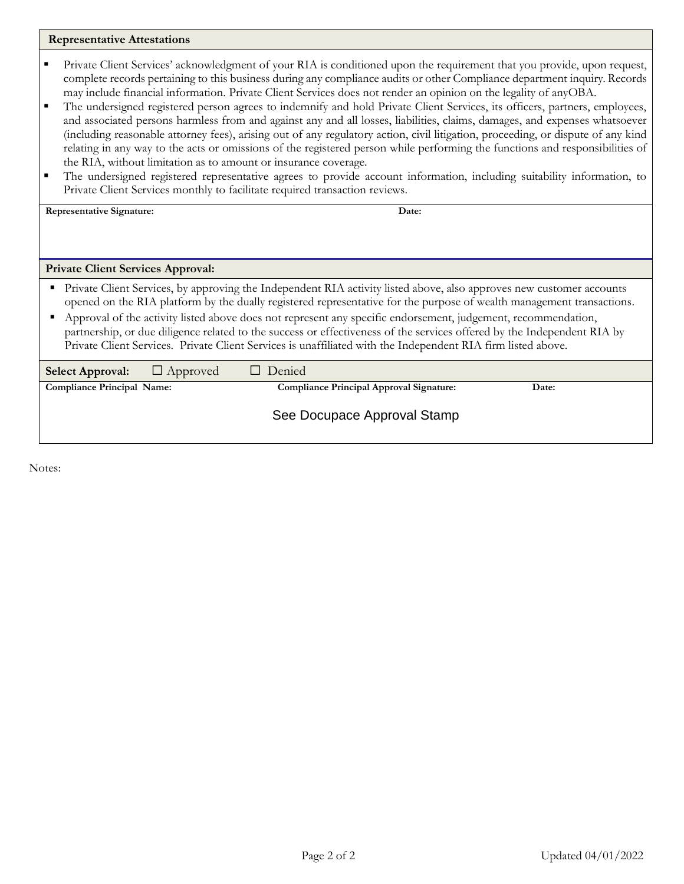### Representative Attestations

- Private Client Services' acknowledgment of your RIA is conditioned upon the requirement that you provide, upon request, complete records pertaining to this business during any compliance audits or other Compliance department inquiry. Records may include financial information. Private Client Services does not render an opinion on the legality of anyOBA.
- The undersigned registered person agrees to indemnify and hold Private Client Services, its officers, partners, employees, and associated persons harmless from and against any and all losses, liabilities, claims, damages, and expenses whatsoever (including reasonable attorney fees), arising out of any regulatory action, civil litigation, proceeding, or dispute of any kind relating in any way to the acts or omissions of the registered person while performing the functions and responsibilities of the RIA, without limitation as to amount or insurance coverage.
- The undersigned registered representative agrees to provide account information, including suitability information, to Private Client Services monthly to facilitate required transaction reviews.

| **Representative Signature:** | **Date:** |
|---|---|
| | |

### Private Client Services Approval:

- Private Client Services, by approving the Independent RIA activity listed above, also approves new customer accounts opened on the RIA platform by the dually registered representative for the purpose of wealth management transactions.
- Approval of the activity listed above does not represent any specific endorsement, judgement, recommendation, partnership, or due diligence related to the success or effectiveness of the services offered by the Independent RIA by Private Client Services. Private Client Services is unaffiliated with the Independent RIA firm listed above.

**Select Approval:** ☐ Approved ☐ Denied

| **Compliance Principal Name:** | **Compliance Principal Approval Signature:** | **Date:** |
|---|---|---|
| | See Docupace Approval Stamp | |

Notes:

Updated 04/01/2022